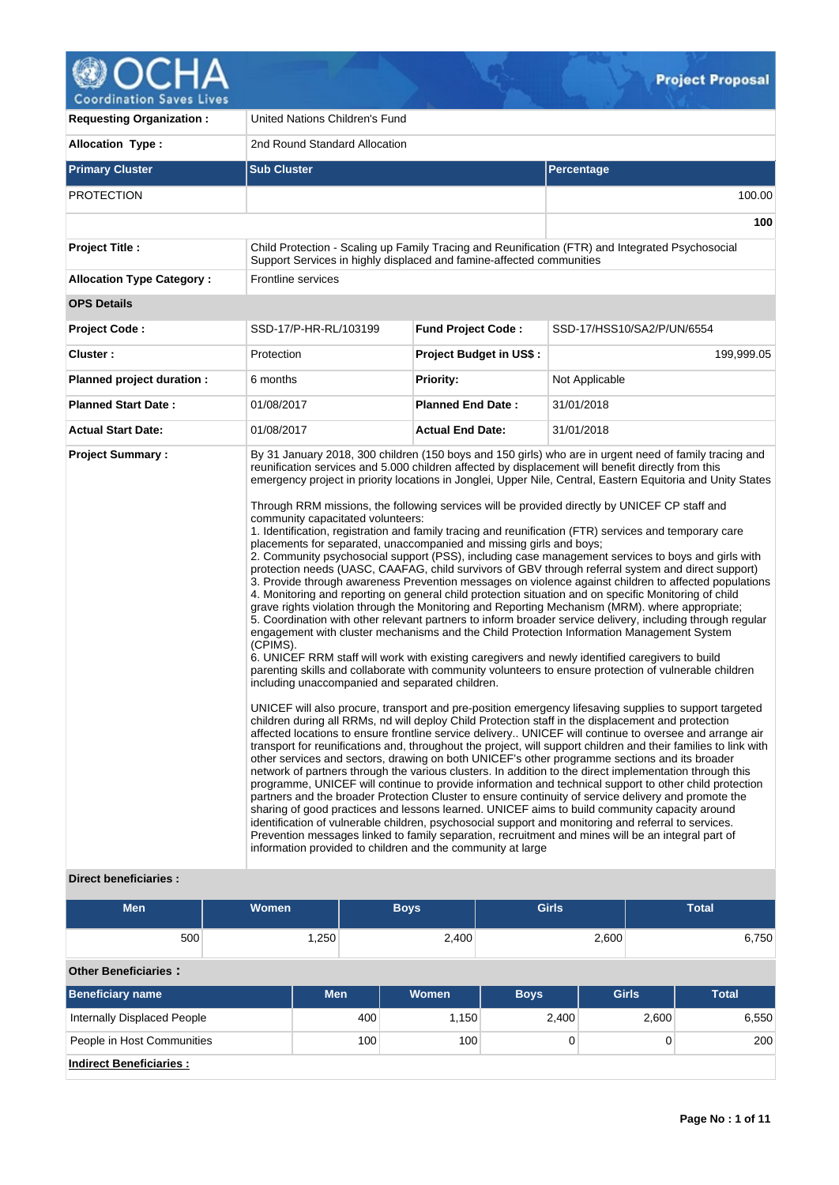# OCHA Coordination Saves Lives — Project Proposal

| | |
|---|---|
| **Requesting Organization :** | United Nations Children's Fund |
| **Allocation Type :** | 2nd Round Standard Allocation |

| Primary Cluster | Sub Cluster | Percentage |
|---|---|---|
| PROTECTION | | 100.00 |
| | | **100** |

| | |
|---|---|
| **Project Title :** | Child Protection - Scaling up Family Tracing and Reunification (FTR) and Integrated Psychosocial Support Services in highly displaced and famine-affected communities |
| **Allocation Type Category :** | Frontline services |

**OPS Details**

| | | | |
|---|---|---|---|
| **Project Code :** | SSD-17/P-HR-RL/103199 | **Fund Project Code :** | SSD-17/HSS10/SA2/P/UN/6554 |
| **Cluster :** | Protection | **Project Budget in US$ :** | 199,999.05 |
| **Planned project duration :** | 6 months | **Priority:** | Not Applicable |
| **Planned Start Date :** | 01/08/2017 | **Planned End Date :** | 31/01/2018 |
| **Actual Start Date:** | 01/08/2017 | **Actual End Date:** | 31/01/2018 |

**Project Summary :**

By 31 January 2018, 300 children (150 boys and 150 girls) who are in urgent need of family tracing and reunification services and 5.000 children affected by displacement will benefit directly from this emergency project in priority locations in Jonglei, Upper Nile, Central, Eastern Equitoria and Unity States

Through RRM missions, the following services will be provided directly by UNICEF CP staff and community capacitated volunteers:
1. Identification, registration and family tracing and reunification (FTR) services and temporary care placements for separated, unaccompanied and missing girls and boys;
2. Community psychosocial support (PSS), including case management services to boys and girls with protection needs (UASC, CAAFAG, child survivors of GBV through referral system and direct support)
3. Provide through awareness Prevention messages on violence against children to affected populations
4. Monitoring and reporting on general child protection situation and on specific Monitoring of child grave rights violation through the Monitoring and Reporting Mechanism (MRM). where appropriate;
5. Coordination with other relevant partners to inform broader service delivery, including through regular engagement with cluster mechanisms and the Child Protection Information Management System (CPIMS).
6. UNICEF RRM staff will work with existing caregivers and newly identified caregivers to build parenting skills and collaborate with community volunteers to ensure protection of vulnerable children including unaccompanied and separated children.

UNICEF will also procure, transport and pre-position emergency lifesaving supplies to support targeted children during all RRMs, nd will deploy Child Protection staff in the displacement and protection affected locations to ensure frontline service delivery.. UNICEF will continue to oversee and arrange air transport for reunifications and, throughout the project, will support children and their families to link with other services and sectors, drawing on both UNICEF's other programme sections and its broader network of partners through the various clusters. In addition to the direct implementation through this programme, UNICEF will continue to provide information and technical support to other child protection partners and the broader Protection Cluster to ensure continuity of service delivery and promote the sharing of good practices and lessons learned. UNICEF aims to build community capacity around identification of vulnerable children, psychosocial support and monitoring and referral to services. Prevention messages linked to family separation, recruitment and mines will be an integral part of information provided to children and the community at large

**Direct beneficiaries :**

| Men | Women | Boys | Girls | Total |
|---|---|---|---|---|
| 500 | 1,250 | 2,400 | 2,600 | 6,750 |

**Other Beneficiaries :**

| Beneficiary name | Men | Women | Boys | Girls | Total |
|---|---|---|---|---|---|
| Internally Displaced People | 400 | 1,150 | 2,400 | 2,600 | 6,550 |
| People in Host Communities | 100 | 100 | 0 | 0 | 200 |

**Indirect Beneficiaries :**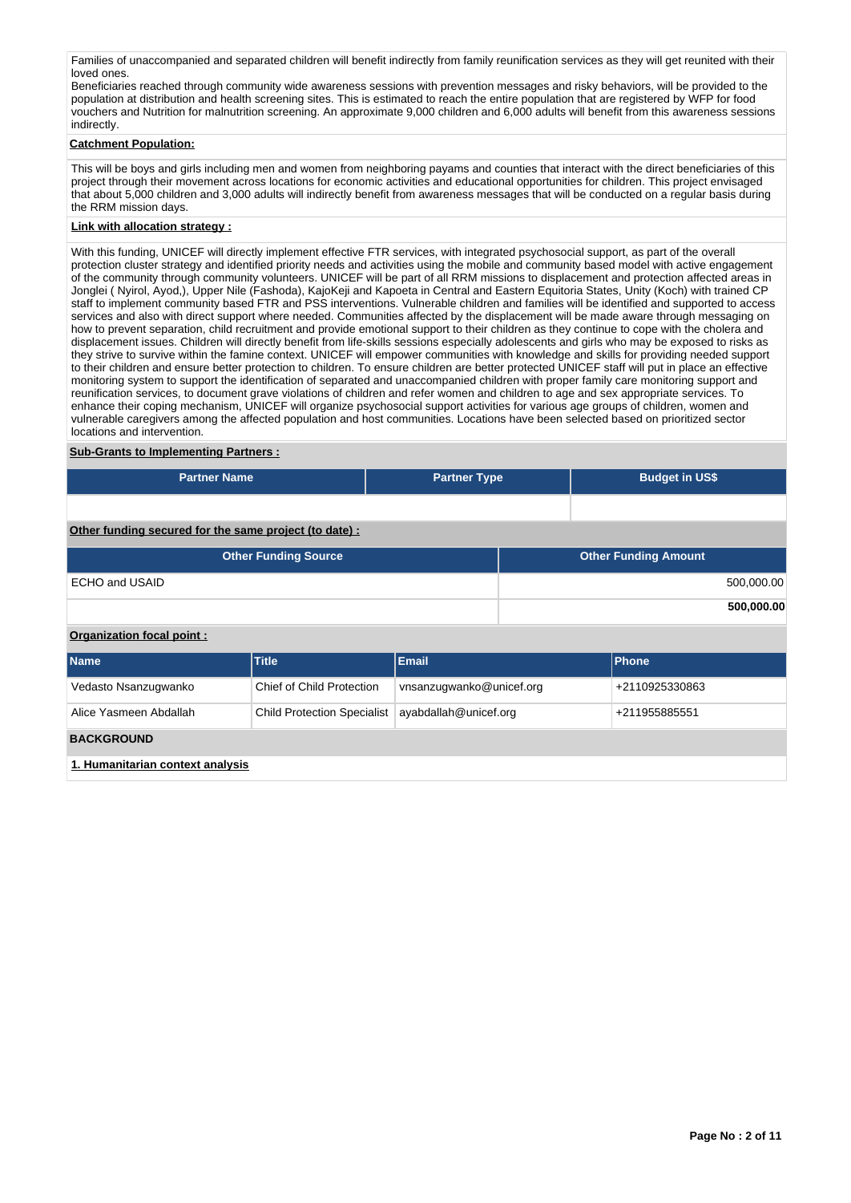Families of unaccompanied and separated children will benefit indirectly from family reunification services as they will get reunited with their loved ones.
Beneficiaries reached through community wide awareness sessions with prevention messages and risky behaviors, will be provided to the population at distribution and health screening sites. This is estimated to reach the entire population that are registered by WFP for food vouchers and Nutrition for malnutrition screening. An approximate 9,000 children and 6,000 adults will benefit from this awareness sessions indirectly.

**Catchment Population:**

This will be boys and girls including men and women from neighboring payams and counties that interact with the direct beneficiaries of this project through their movement across locations for economic activities and educational opportunities for children. This project envisaged that about 5,000 children and 3,000 adults will indirectly benefit from awareness messages that will be conducted on a regular basis during the RRM mission days.

**Link with allocation strategy :**

With this funding, UNICEF will directly implement effective FTR services, with integrated psychosocial support, as part of the overall protection cluster strategy and identified priority needs and activities using the mobile and community based model with active engagement of the community through community volunteers. UNICEF will be part of all RRM missions to displacement and protection affected areas in Jonglei ( Nyirol, Ayod,), Upper Nile (Fashoda), KajoKeji and Kapoeta in Central and Eastern Equitoria States, Unity (Koch) with trained CP staff to implement community based FTR and PSS interventions. Vulnerable children and families will be identified and supported to access services and also with direct support where needed. Communities affected by the displacement will be made aware through messaging on how to prevent separation, child recruitment and provide emotional support to their children as they continue to cope with the cholera and displacement issues. Children will directly benefit from life-skills sessions especially adolescents and girls who may be exposed to risks as they strive to survive within the famine context. UNICEF will empower communities with knowledge and skills for providing needed support to their children and ensure better protection to children. To ensure children are better protected UNICEF staff will put in place an effective monitoring system to support the identification of separated and unaccompanied children with proper family care monitoring support and reunification services, to document grave violations of children and refer women and children to age and sex appropriate services. To enhance their coping mechanism, UNICEF will organize psychosocial support activities for various age groups of children, women and vulnerable caregivers among the affected population and host communities. Locations have been selected based on prioritized sector locations and intervention.

**Sub-Grants to Implementing Partners :**

| Partner Name | Partner Type | Budget in US$ |
|---|---|---|
| | | |

**Other funding secured for the same project (to date) :**

| Other Funding Source | Other Funding Amount |
|---|---|
| ECHO and USAID | 500,000.00 |
| | **500,000.00** |

**Organization focal point :**

| Name | Title | Email | Phone |
|---|---|---|---|
| Vedasto Nsanzugwanko | Chief of Child Protection | vnsanzugwanko@unicef.org | +2110925330863 |
| Alice Yasmeen Abdallah | Child Protection Specialist | ayabdallah@unicef.org | +211955885551 |

## BACKGROUND

**1. Humanitarian context analysis**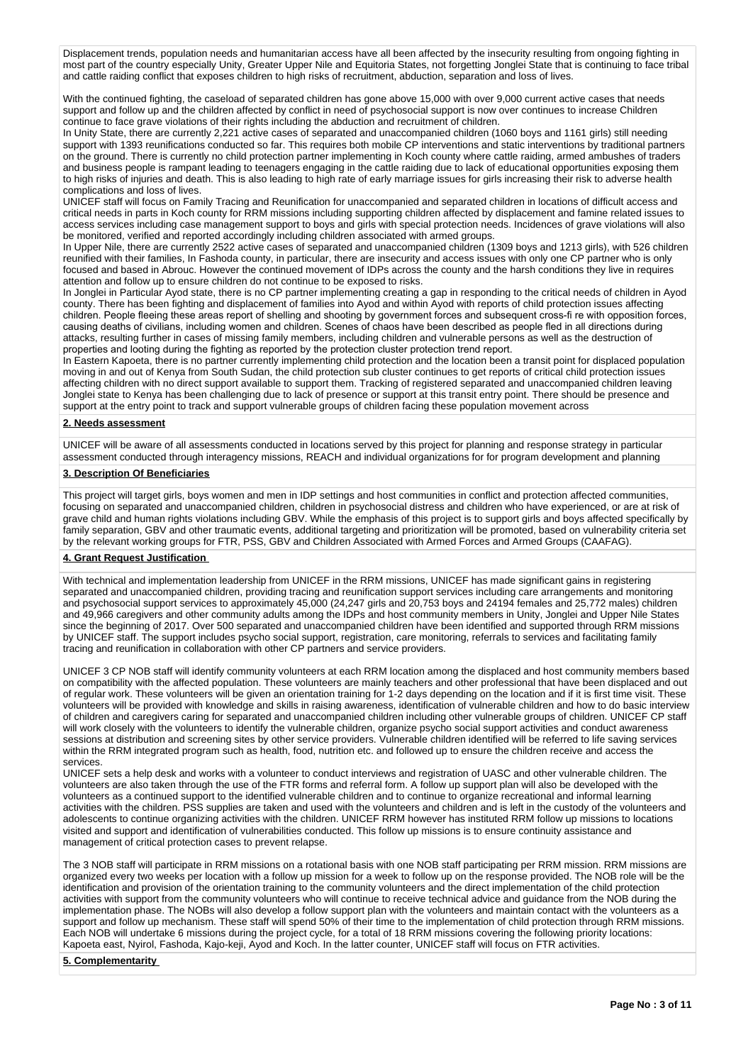Displacement trends, population needs and humanitarian access have all been affected by the insecurity resulting from ongoing fighting in most part of the country especially Unity, Greater Upper Nile and Equitoria States, not forgetting Jonglei State that is continuing to face tribal and cattle raiding conflict that exposes children to high risks of recruitment, abduction, separation and loss of lives.

With the continued fighting, the caseload of separated children has gone above 15,000 with over 9,000 current active cases that needs support and follow up and the children affected by conflict in need of psychosocial support is now over continues to increase Children continue to face grave violations of their rights including the abduction and recruitment of children.

In Unity State, there are currently 2,221 active cases of separated and unaccompanied children (1060 boys and 1161 girls) still needing support with 1393 reunifications conducted so far. This requires both mobile CP interventions and static interventions by traditional partners on the ground. There is currently no child protection partner implementing in Koch county where cattle raiding, armed ambushes of traders and business people is rampant leading to teenagers engaging in the cattle raiding due to lack of educational opportunities exposing them to high risks of injuries and death. This is also leading to high rate of early marriage issues for girls increasing their risk to adverse health complications and loss of lives.

UNICEF staff will focus on Family Tracing and Reunification for unaccompanied and separated children in locations of difficult access and critical needs in parts in Koch county for RRM missions including supporting children affected by displacement and famine related issues to access services including case management support to boys and girls with special protection needs. Incidences of grave violations will also be monitored, verified and reported accordingly including children associated with armed groups.

In Upper Nile, there are currently 2522 active cases of separated and unaccompanied children (1309 boys and 1213 girls), with 526 children reunified with their families, In Fashoda county, in particular, there are insecurity and access issues with only one CP partner who is only focused and based in Abrouc. However the continued movement of IDPs across the county and the harsh conditions they live in requires attention and follow up to ensure children do not continue to be exposed to risks.

In Jonglei in Particular Ayod state, there is no CP partner implementing creating a gap in responding to the critical needs of children in Ayod county. There has been fighting and displacement of families into Ayod and within Ayod with reports of child protection issues affecting children. People fleeing these areas report of shelling and shooting by government forces and subsequent cross-fi re with opposition forces, causing deaths of civilians, including women and children. Scenes of chaos have been described as people fled in all directions during attacks, resulting further in cases of missing family members, including children and vulnerable persons as well as the destruction of properties and looting during the fighting as reported by the protection cluster protection trend report.

In Eastern Kapoeta, there is no partner currently implementing child protection and the location been a transit point for displaced population moving in and out of Kenya from South Sudan, the child protection sub cluster continues to get reports of critical child protection issues affecting children with no direct support available to support them. Tracking of registered separated and unaccompanied children leaving Jonglei state to Kenya has been challenging due to lack of presence or support at this transit entry point. There should be presence and support at the entry point to track and support vulnerable groups of children facing these population movement across

**2. Needs assessment**

UNICEF will be aware of all assessments conducted in locations served by this project for planning and response strategy in particular assessment conducted through interagency missions, REACH and individual organizations for for program development and planning

**3. Description Of Beneficiaries**

This project will target girls, boys women and men in IDP settings and host communities in conflict and protection affected communities, focusing on separated and unaccompanied children, children in psychosocial distress and children who have experienced, or are at risk of grave child and human rights violations including GBV. While the emphasis of this project is to support girls and boys affected specifically by family separation, GBV and other traumatic events, additional targeting and prioritization will be promoted, based on vulnerability criteria set by the relevant working groups for FTR, PSS, GBV and Children Associated with Armed Forces and Armed Groups (CAAFAG).

**4. Grant Request Justification**

With technical and implementation leadership from UNICEF in the RRM missions, UNICEF has made significant gains in registering separated and unaccompanied children, providing tracing and reunification support services including care arrangements and monitoring and psychosocial support services to approximately 45,000 (24,247 girls and 20,753 boys and 24194 females and 25,772 males) children and 49,966 caregivers and other community adults among the IDPs and host community members in Unity, Jonglei and Upper Nile States since the beginning of 2017. Over 500 separated and unaccompanied children have been identified and supported through RRM missions by UNICEF staff. The support includes psycho social support, registration, care monitoring, referrals to services and facilitating family tracing and reunification in collaboration with other CP partners and service providers.

UNICEF 3 CP NOB staff will identify community volunteers at each RRM location among the displaced and host community members based on compatibility with the affected population. These volunteers are mainly teachers and other professional that have been displaced and out of regular work. These volunteers will be given an orientation training for 1-2 days depending on the location and if it is first time visit. These volunteers will be provided with knowledge and skills in raising awareness, identification of vulnerable children and how to do basic interview of children and caregivers caring for separated and unaccompanied children including other vulnerable groups of children. UNICEF CP staff will work closely with the volunteers to identify the vulnerable children, organize psycho social support activities and conduct awareness sessions at distribution and screening sites by other service providers. Vulnerable children identified will be referred to life saving services within the RRM integrated program such as health, food, nutrition etc. and followed up to ensure the children receive and access the services.

UNICEF sets a help desk and works with a volunteer to conduct interviews and registration of UASC and other vulnerable children. The volunteers are also taken through the use of the FTR forms and referral form. A follow up support plan will also be developed with the volunteers as a continued support to the identified vulnerable children and to continue to organize recreational and informal learning activities with the children. PSS supplies are taken and used with the volunteers and children and is left in the custody of the volunteers and adolescents to continue organizing activities with the children. UNICEF RRM however has instituted RRM follow up missions to locations visited and support and identification of vulnerabilities conducted. This follow up missions is to ensure continuity assistance and management of critical protection cases to prevent relapse.

The 3 NOB staff will participate in RRM missions on a rotational basis with one NOB staff participating per RRM mission. RRM missions are organized every two weeks per location with a follow up mission for a week to follow up on the response provided. The NOB role will be the identification and provision of the orientation training to the community volunteers and the direct implementation of the child protection activities with support from the community volunteers who will continue to receive technical advice and guidance from the NOB during the implementation phase. The NOBs will also develop a follow support plan with the volunteers and maintain contact with the volunteers as a support and follow up mechanism. These staff will spend 50% of their time to the implementation of child protection through RRM missions. Each NOB will undertake 6 missions during the project cycle, for a total of 18 RRM missions covering the following priority locations: Kapoeta east, Nyirol, Fashoda, Kajo-keji, Ayod and Koch. In the latter counter, UNICEF staff will focus on FTR activities.

**5. Complementarity**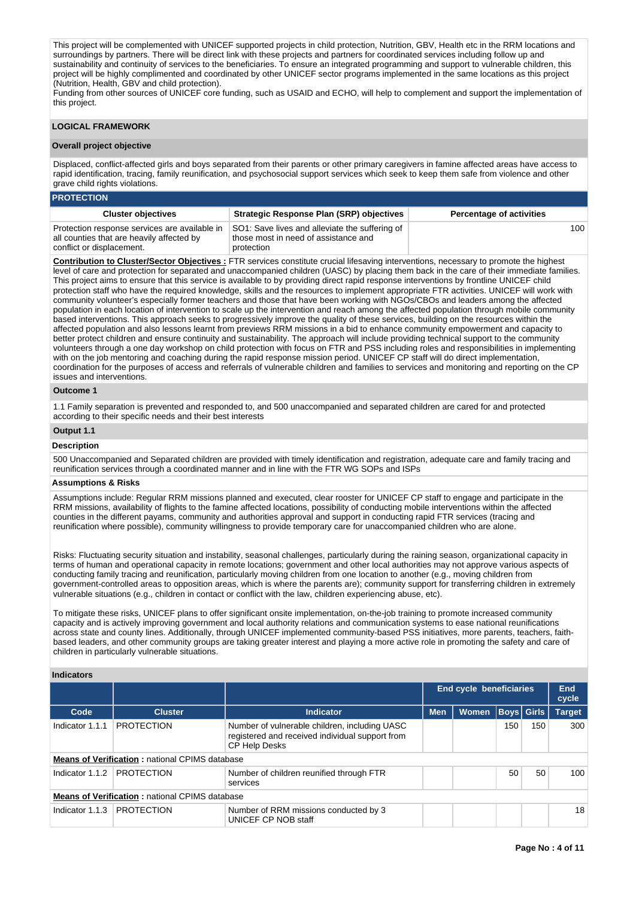This project will be complemented with UNICEF supported projects in child protection, Nutrition, GBV, Health etc in the RRM locations and surroundings by partners. There will be direct link with these projects and partners for coordinated services including follow up and sustainability and continuity of services to the beneficiaries. To ensure an integrated programming and support to vulnerable children, this project will be highly complimented and coordinated by other UNICEF sector programs implemented in the same locations as this project (Nutrition, Health, GBV and child protection).
Funding from other sources of UNICEF core funding, such as USAID and ECHO, will help to complement and support the implementation of this project.

## LOGICAL FRAMEWORK

### Overall project objective

Displaced, conflict-affected girls and boys separated from their parents or other primary caregivers in famine affected areas have access to rapid identification, tracing, family reunification, and psychosocial support services which seek to keep them safe from violence and other grave child rights violations.

### PROTECTION

| Cluster objectives | Strategic Response Plan (SRP) objectives | Percentage of activities |
|---|---|---|
| Protection response services are available in all counties that are heavily affected by conflict or displacement. | SO1: Save lives and alleviate the suffering of those most in need of assistance and protection | 100 |

**Contribution to Cluster/Sector Objectives :** FTR services constitute crucial lifesaving interventions, necessary to promote the highest level of care and protection for separated and unaccompanied children (UASC) by placing them back in the care of their immediate families. This project aims to ensure that this service is available to by providing direct rapid response interventions by frontline UNICEF child protection staff who have the required knowledge, skills and the resources to implement appropriate FTR activities. UNICEF will work with community volunteer's especially former teachers and those that have been working with NGOs/CBOs and leaders among the affected population in each location of intervention to scale up the intervention and reach among the affected population through mobile community based interventions. This approach seeks to progressively improve the quality of these services, building on the resources within the affected population and also lessons learnt from previews RRM missions in a bid to enhance community empowerment and capacity to better protect children and ensure continuity and sustainability. The approach will include providing technical support to the community volunteers through a one day workshop on child protection with focus on FTR and PSS including roles and responsibilities in implementing with on the job mentoring and coaching during the rapid response mission period. UNICEF CP staff will do direct implementation, coordination for the purposes of access and referrals of vulnerable children and families to services and monitoring and reporting on the CP issues and interventions.

### Outcome 1

1.1 Family separation is prevented and responded to, and 500 unaccompanied and separated children are cared for and protected according to their specific needs and their best interests

### Output 1.1

#### Description

500 Unaccompanied and Separated children are provided with timely identification and registration, adequate care and family tracing and reunification services through a coordinated manner and in line with the FTR WG SOPs and ISPs

#### Assumptions & Risks

Assumptions include: Regular RRM missions planned and executed, clear rooster for UNICEF CP staff to engage and participate in the RRM missions, availability of flights to the famine affected locations, possibility of conducting mobile interventions within the affected counties in the different payams, community and authorities approval and support in conducting rapid FTR services (tracing and reunification where possible), community willingness to provide temporary care for unaccompanied children who are alone.

Risks: Fluctuating security situation and instability, seasonal challenges, particularly during the raining season, organizational capacity in terms of human and operational capacity in remote locations; government and other local authorities may not approve various aspects of conducting family tracing and reunification, particularly moving children from one location to another (e.g., moving children from government-controlled areas to opposition areas, which is where the parents are); community support for transferring children in extremely vulnerable situations (e.g., children in contact or conflict with the law, children experiencing abuse, etc).

To mitigate these risks, UNICEF plans to offer significant onsite implementation, on-the-job training to promote increased community capacity and is actively improving government and local authority relations and communication systems to ease national reunifications across state and county lines. Additionally, through UNICEF implemented community-based PSS initiatives, more parents, teachers, faith-based leaders, and other community groups are taking greater interest and playing a more active role in promoting the safety and care of children in particularly vulnerable situations.

#### Indicators

| | | | End cycle beneficiaries | | | | End cycle |
|---|---|---|---|---|---|---|---|
| **Code** | **Cluster** | **Indicator** | **Men** | **Women** | **Boys** | **Girls** | **Target** |
| Indicator 1.1.1 | PROTECTION | Number of vulnerable children, including UASC registered and received individual support from CP Help Desks | | | 150 | 150 | 300 |
| **Means of Verification :** national CPIMS database | | | | | | | |
| Indicator 1.1.2 | PROTECTION | Number of children reunified through FTR services | | | 50 | 50 | 100 |
| **Means of Verification :** national CPIMS database | | | | | | | |
| Indicator 1.1.3 | PROTECTION | Number of RRM missions conducted by 3 UNICEF CP NOB staff | | | | | 18 |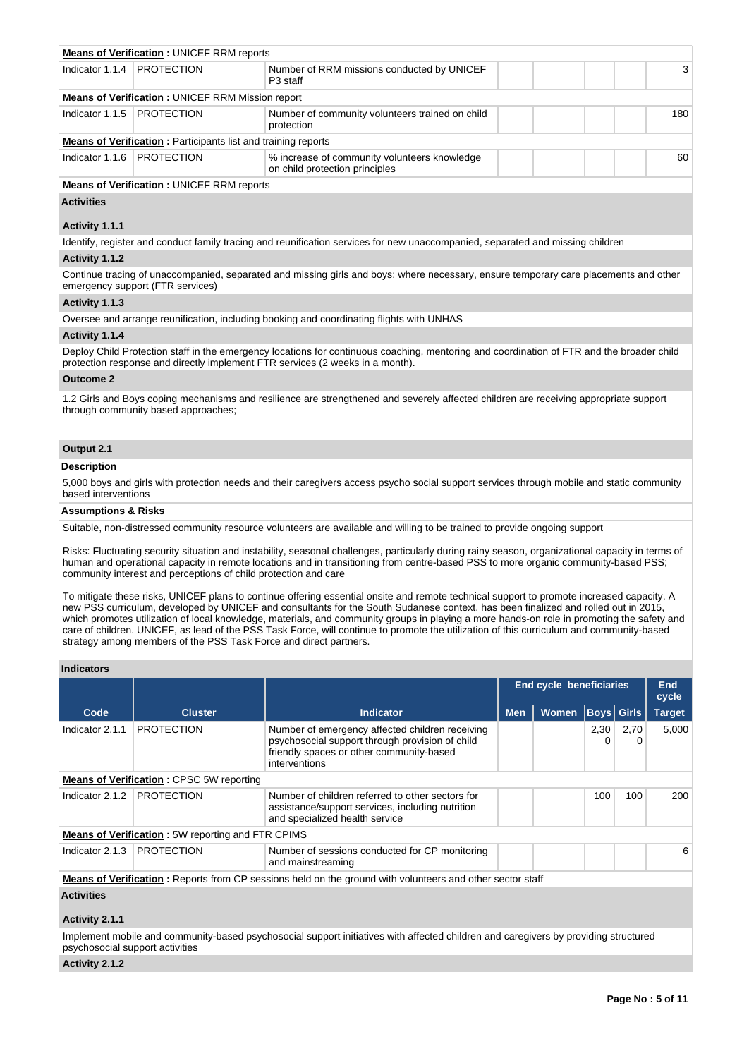| | | | | | | | |
|---|---|---|---|---|---|---|---|
| **Means of Verification :** UNICEF RRM reports | | | | | | | |
| Indicator 1.1.4 | PROTECTION | Number of RRM missions conducted by UNICEF P3 staff | | | | | 3 |
| **Means of Verification :** UNICEF RRM Mission report | | | | | | | |
| Indicator 1.1.5 | PROTECTION | Number of community volunteers trained on child protection | | | | | 180 |
| **Means of Verification :** Participants list and training reports | | | | | | | |
| Indicator 1.1.6 | PROTECTION | % increase of community volunteers knowledge on child protection principles | | | | | 60 |
| **Means of Verification :** UNICEF RRM reports | | | | | | | |

**Activities**

**Activity 1.1.1**

Identify, register and conduct family tracing and reunification services for new unaccompanied, separated and missing children

**Activity 1.1.2**

Continue tracing of unaccompanied, separated and missing girls and boys; where necessary, ensure temporary care placements and other emergency support (FTR services)

**Activity 1.1.3**

Oversee and arrange reunification, including booking and coordinating flights with UNHAS

**Activity 1.1.4**

Deploy Child Protection staff in the emergency locations for continuous coaching, mentoring and coordination of FTR and the broader child protection response and directly implement FTR services (2 weeks in a month).

**Outcome 2**

1.2 Girls and Boys coping mechanisms and resilience are strengthened and severely affected children are receiving appropriate support through community based approaches;

**Output 2.1**

**Description**

5,000 boys and girls with protection needs and their caregivers access psycho social support services through mobile and static community based interventions

**Assumptions & Risks**

Suitable, non-distressed community resource volunteers are available and willing to be trained to provide ongoing support

Risks: Fluctuating security situation and instability, seasonal challenges, particularly during rainy season, organizational capacity in terms of human and operational capacity in remote locations and in transitioning from centre-based PSS to more organic community-based PSS; community interest and perceptions of child protection and care

To mitigate these risks, UNICEF plans to continue offering essential onsite and remote technical support to promote increased capacity. A new PSS curriculum, developed by UNICEF and consultants for the South Sudanese context, has been finalized and rolled out in 2015, which promotes utilization of local knowledge, materials, and community groups in playing a more hands-on role in promoting the safety and care of children. UNICEF, as lead of the PSS Task Force, will continue to promote the utilization of this curriculum and community-based strategy among members of the PSS Task Force and direct partners.

**Indicators**

| | | | End cycle beneficiaries | | | | End cycle |
|---|---|---|---|---|---|---|---|
| **Code** | **Cluster** | **Indicator** | **Men** | **Women** | **Boys** | **Girls** | **Target** |
| Indicator 2.1.1 | PROTECTION | Number of emergency affected children receiving psychosocial support through provision of child friendly spaces or other community-based interventions | | | 2,300 | 2,700 | 5,000 |
| **Means of Verification :** CPSC 5W reporting | | | | | | | |
| Indicator 2.1.2 | PROTECTION | Number of children referred to other sectors for assistance/support services, including nutrition and specialized health service | | | 100 | 100 | 200 |
| **Means of Verification :** 5W reporting and FTR CPIMS | | | | | | | |
| Indicator 2.1.3 | PROTECTION | Number of sessions conducted for CP monitoring and mainstreaming | | | | | 6 |
| **Means of Verification :** Reports from CP sessions held on the ground with volunteers and other sector staff | | | | | | | |

**Activities**

**Activity 2.1.1**

Implement mobile and community-based psychosocial support initiatives with affected children and caregivers by providing structured psychosocial support activities

**Activity 2.1.2**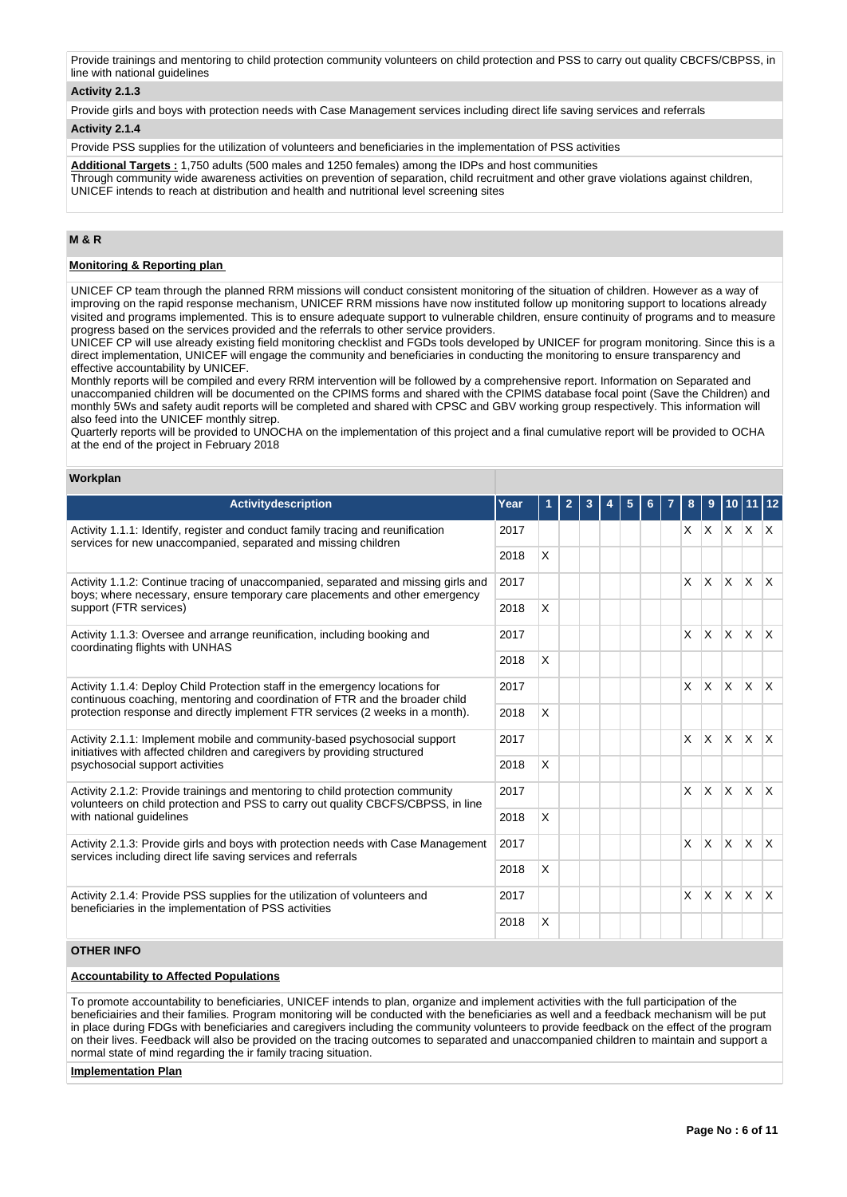Provide trainings and mentoring to child protection community volunteers on child protection and PSS to carry out quality CBCFS/CBPSS, in line with national guidelines

**Activity 2.1.3**

Provide girls and boys with protection needs with Case Management services including direct life saving services and referrals

**Activity 2.1.4**

Provide PSS supplies for the utilization of volunteers and beneficiaries in the implementation of PSS activities

**Additional Targets :** 1,750 adults (500 males and 1250 females) among the IDPs and host communities
Through community wide awareness activities on prevention of separation, child recruitment and other grave violations against children, UNICEF intends to reach at distribution and health and nutritional level screening sites

## M & R

**Monitoring & Reporting plan**

UNICEF CP team through the planned RRM missions will conduct consistent monitoring of the situation of children. However as a way of improving on the rapid response mechanism, UNICEF RRM missions have now instituted follow up monitoring support to locations already visited and programs implemented. This is to ensure adequate support to vulnerable children, ensure continuity of programs and to measure progress based on the services provided and the referrals to other service providers.
UNICEF CP will use already existing field monitoring checklist and FGDs tools developed by UNICEF for program monitoring. Since this is a direct implementation, UNICEF will engage the community and beneficiaries in conducting the monitoring to ensure transparency and effective accountability by UNICEF.
Monthly reports will be compiled and every RRM intervention will be followed by a comprehensive report. Information on Separated and unaccompanied children will be documented on the CPIMS forms and shared with the CPIMS database focal point (Save the Children) and monthly 5Ws and safety audit reports will be completed and shared with CPSC and GBV working group respectively. This information will also feed into the UNICEF monthly sitrep.
Quarterly reports will be provided to UNOCHA on the implementation of this project and a final cumulative report will be provided to OCHA at the end of the project in February 2018

**Workplan**

| Activitydescription | Year | 1 | 2 | 3 | 4 | 5 | 6 | 7 | 8 | 9 | 10 | 11 | 12 |
|---|---|---|---|---|---|---|---|---|---|---|---|---|---|
| Activity 1.1.1: Identify, register and conduct family tracing and reunification services for new unaccompanied, separated and missing children | 2017 | | | | | | | | X | X | X | X | X |
| | 2018 | X | | | | | | | | | | | |
| Activity 1.1.2: Continue tracing of unaccompanied, separated and missing girls and boys; where necessary, ensure temporary care placements and other emergency support (FTR services) | 2017 | | | | | | | | X | X | X | X | X |
| | 2018 | X | | | | | | | | | | | |
| Activity 1.1.3: Oversee and arrange reunification, including booking and coordinating flights with UNHAS | 2017 | | | | | | | | X | X | X | X | X |
| | 2018 | X | | | | | | | | | | | |
| Activity 1.1.4: Deploy Child Protection staff in the emergency locations for continuous coaching, mentoring and coordination of FTR and the broader child protection response and directly implement FTR services (2 weeks in a month). | 2017 | | | | | | | | X | X | X | X | X |
| | 2018 | X | | | | | | | | | | | |
| Activity 2.1.1: Implement mobile and community-based psychosocial support initiatives with affected children and caregivers by providing structured psychosocial support activities | 2017 | | | | | | | | X | X | X | X | X |
| | 2018 | X | | | | | | | | | | | |
| Activity 2.1.2: Provide trainings and mentoring to child protection community volunteers on child protection and PSS to carry out quality CBCFS/CBPSS, in line with national guidelines | 2017 | | | | | | | | X | X | X | X | X |
| | 2018 | X | | | | | | | | | | | |
| Activity 2.1.3: Provide girls and boys with protection needs with Case Management services including direct life saving services and referrals | 2017 | | | | | | | | X | X | X | X | X |
| | 2018 | X | | | | | | | | | | | |
| Activity 2.1.4: Provide PSS supplies for the utilization of volunteers and beneficiaries in the implementation of PSS activities | 2017 | | | | | | | | X | X | X | X | X |
| | 2018 | X | | | | | | | | | | | |

## OTHER INFO

**Accountability to Affected Populations**

To promote accountability to beneficiaries, UNICEF intends to plan, organize and implement activities with the full participation of the beneficiairies and their families. Program monitoring will be conducted with the beneficiaries as well and a feedback mechanism will be put in place during FDGs with beneficiaries and caregivers including the community volunteers to provide feedback on the effect of the program on their lives. Feedback will also be provided on the tracing outcomes to separated and unaccompanied children to maintain and support a normal state of mind regarding the ir family tracing situation.

**Implementation Plan**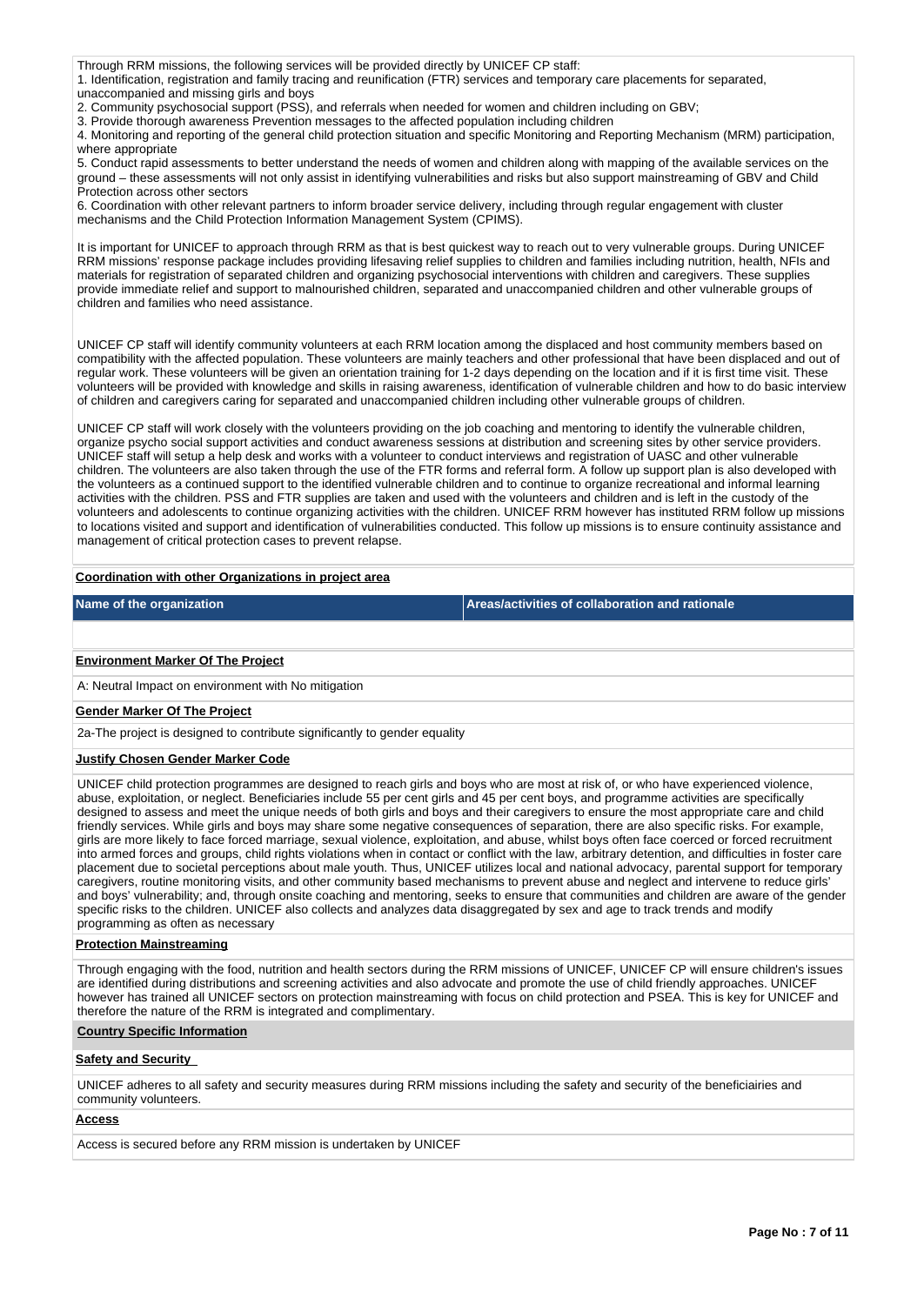Through RRM missions, the following services will be provided directly by UNICEF CP staff:
1. Identification, registration and family tracing and reunification (FTR) services and temporary care placements for separated, unaccompanied and missing girls and boys
2. Community psychosocial support (PSS), and referrals when needed for women and children including on GBV;
3. Provide thorough awareness Prevention messages to the affected population including children
4. Monitoring and reporting of the general child protection situation and specific Monitoring and Reporting Mechanism (MRM) participation, where appropriate
5. Conduct rapid assessments to better understand the needs of women and children along with mapping of the available services on the ground – these assessments will not only assist in identifying vulnerabilities and risks but also support mainstreaming of GBV and Child Protection across other sectors
6. Coordination with other relevant partners to inform broader service delivery, including through regular engagement with cluster mechanisms and the Child Protection Information Management System (CPIMS).

It is important for UNICEF to approach through RRM as that is best quickest way to reach out to very vulnerable groups. During UNICEF RRM missions' response package includes providing lifesaving relief supplies to children and families including nutrition, health, NFIs and materials for registration of separated children and organizing psychosocial interventions with children and caregivers. These supplies provide immediate relief and support to malnourished children, separated and unaccompanied children and other vulnerable groups of children and families who need assistance.

UNICEF CP staff will identify community volunteers at each RRM location among the displaced and host community members based on compatibility with the affected population. These volunteers are mainly teachers and other professional that have been displaced and out of regular work. These volunteers will be given an orientation training for 1-2 days depending on the location and if it is first time visit. These volunteers will be provided with knowledge and skills in raising awareness, identification of vulnerable children and how to do basic interview of children and caregivers caring for separated and unaccompanied children including other vulnerable groups of children.

UNICEF CP staff will work closely with the volunteers providing on the job coaching and mentoring to identify the vulnerable children, organize psycho social support activities and conduct awareness sessions at distribution and screening sites by other service providers. UNICEF staff will setup a help desk and works with a volunteer to conduct interviews and registration of UASC and other vulnerable children. The volunteers are also taken through the use of the FTR forms and referral form. A follow up support plan is also developed with the volunteers as a continued support to the identified vulnerable children and to continue to organize recreational and informal learning activities with the children. PSS and FTR supplies are taken and used with the volunteers and children and is left in the custody of the volunteers and adolescents to continue organizing activities with the children. UNICEF RRM however has instituted RRM follow up missions to locations visited and support and identification of vulnerabilities conducted. This follow up missions is to ensure continuity assistance and management of critical protection cases to prevent relapse.

**Coordination with other Organizations in project area**

| Name of the organization | Areas/activities of collaboration and rationale |
|---|---|
| | |

**Environment Marker Of The Project**

A: Neutral Impact on environment with No mitigation

**Gender Marker Of The Project**

2a-The project is designed to contribute significantly to gender equality

**Justify Chosen Gender Marker Code**

UNICEF child protection programmes are designed to reach girls and boys who are most at risk of, or who have experienced violence, abuse, exploitation, or neglect. Beneficiaries include 55 per cent girls and 45 per cent boys, and programme activities are specifically designed to assess and meet the unique needs of both girls and boys and their caregivers to ensure the most appropriate care and child friendly services. While girls and boys may share some negative consequences of separation, there are also specific risks. For example, girls are more likely to face forced marriage, sexual violence, exploitation, and abuse, whilst boys often face coerced or forced recruitment into armed forces and groups, child rights violations when in contact or conflict with the law, arbitrary detention, and difficulties in foster care placement due to societal perceptions about male youth. Thus, UNICEF utilizes local and national advocacy, parental support for temporary caregivers, routine monitoring visits, and other community based mechanisms to prevent abuse and neglect and intervene to reduce girls' and boys' vulnerability; and, through onsite coaching and mentoring, seeks to ensure that communities and children are aware of the gender specific risks to the children. UNICEF also collects and analyzes data disaggregated by sex and age to track trends and modify programming as often as necessary

**Protection Mainstreaming**

Through engaging with the food, nutrition and health sectors during the RRM missions of UNICEF, UNICEF CP will ensure children's issues are identified during distributions and screening activities and also advocate and promote the use of child friendly approaches. UNICEF however has trained all UNICEF sectors on protection mainstreaming with focus on child protection and PSEA. This is key for UNICEF and therefore the nature of the RRM is integrated and complimentary.

**Country Specific Information**

**Safety and Security**

UNICEF adheres to all safety and security measures during RRM missions including the safety and security of the beneficiairies and community volunteers.

**Access**

Access is secured before any RRM mission is undertaken by UNICEF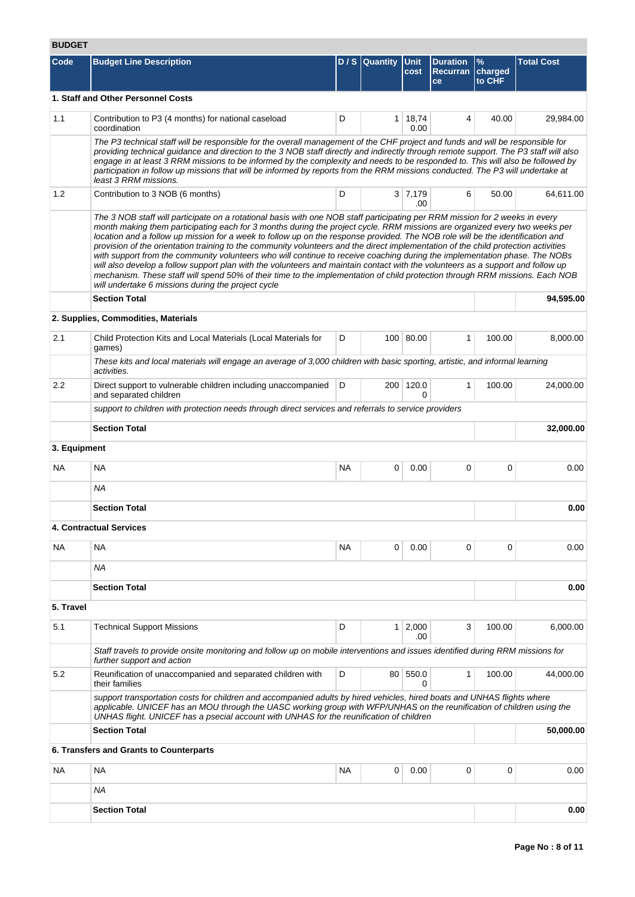## BUDGET

| Code | Budget Line Description | D / S | Quantity | Unit cost | Duration Recurrance | % charged to CHF | Total Cost |
|---|---|---|---|---|---|---|---|
| **1. Staff and Other Personnel Costs** | | | | | | | |
| 1.1 | Contribution to P3 (4 months) for national caseload coordination | D | 1 | 18,740.00 | 4 | 40.00 | 29,984.00 |
| | *The P3 technical staff will be responsible for the overall management of the CHF project and funds and will be responsible for providing technical guidance and direction to the 3 NOB staff directly and indirectly through remote support. The P3 staff will also engage in at least 3 RRM missions to be informed by the complexity and needs to be responded to. This will also be followed by participation in follow up missions that will be informed by reports from the RRM missions conducted. The P3 will undertake at least 3 RRM missions.* | | | | | | |
| 1.2 | Contribution to 3 NOB (6 months) | D | 3 | 7,179.00 | 6 | 50.00 | 64,611.00 |
| | *The 3 NOB staff will participate on a rotational basis with one NOB staff participating per RRM mission for 2 weeks in every month making them participating each for 3 months during the project cycle. RRM missions are organized every two weeks per location and a follow up mission for a week to follow up on the response provided. The NOB role will be the identification and provision of the orientation training to the community volunteers and the direct implementation of the child protection activities with support from the community volunteers who will continue to receive coaching during the implementation phase. The NOBs will also develop a follow support plan with the volunteers and maintain contact with the volunteers as a support and follow up mechanism. These staff will spend 50% of their time to the implementation of child protection through RRM missions. Each NOB will undertake 6 missions during the project cycle* | | | | | | |
| | **Section Total** | | | | | | **94,595.00** |
| **2. Supplies, Commodities, Materials** | | | | | | | |
| 2.1 | Child Protection Kits and Local Materials (Local Materials for games) | D | 100 | 80.00 | 1 | 100.00 | 8,000.00 |
| | *These kits and local materials will engage an average of 3,000 children with basic sporting, artistic, and informal learning activities.* | | | | | | |
| 2.2 | Direct support to vulnerable children including unaccompanied and separated children | D | 200 | 120.00 | 1 | 100.00 | 24,000.00 |
| | *support to children with protection needs through direct services and referrals to service providers* | | | | | | |
| | **Section Total** | | | | | | **32,000.00** |
| **3. Equipment** | | | | | | | |
| NA | NA | NA | 0 | 0.00 | 0 | 0 | 0.00 |
| | *NA* | | | | | | |
| | **Section Total** | | | | | | **0.00** |
| **4. Contractual Services** | | | | | | | |
| NA | NA | NA | 0 | 0.00 | 0 | 0 | 0.00 |
| | *NA* | | | | | | |
| | **Section Total** | | | | | | **0.00** |
| **5. Travel** | | | | | | | |
| 5.1 | Technical Support Missions | D | 1 | 2,000.00 | 3 | 100.00 | 6,000.00 |
| | *Staff travels to provide onsite monitoring and follow up on mobile interventions and issues identified during RRM missions for further support and action* | | | | | | |
| 5.2 | Reunification of unaccompanied and separated children with their families | D | 80 | 550.00 | 1 | 100.00 | 44,000.00 |
| | *support transportation costs for children and accompanied adults by hired vehicles, hired boats and UNHAS flights where applicable. UNICEF has an MOU through the UASC working group with WFP/UNHAS on the reunification of children using the UNHAS flight. UNICEF has a psecial account with UNHAS for the reunification of children* | | | | | | |
| | **Section Total** | | | | | | **50,000.00** |
| **6. Transfers and Grants to Counterparts** | | | | | | | |
| NA | NA | NA | 0 | 0.00 | 0 | 0 | 0.00 |
| | *NA* | | | | | | |
| | **Section Total** | | | | | | **0.00** |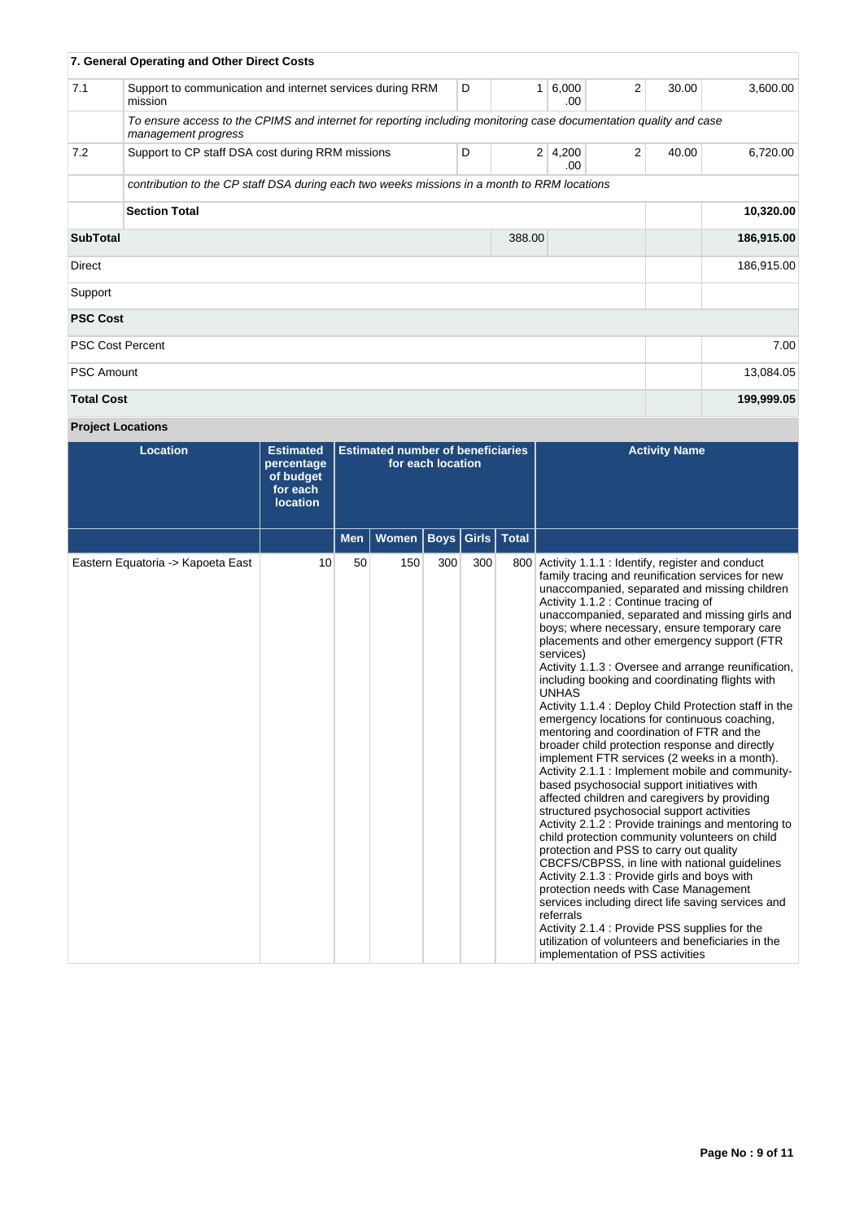| 7. General Operating and Other Direct Costs | | | | | | | |
|---|---|---|---|---|---|---|---|
| 7.1 | Support to communication and internet services during RRM mission | D | 1 | 6,000.00 | 2 | 30.00 | 3,600.00 |
| | *To ensure access to the CPIMS and internet for reporting including monitoring case documentation quality and case management progress* | | | | | | |
| 7.2 | Support to CP staff DSA cost during RRM missions | D | 2 | 4,200.00 | 2 | 40.00 | 6,720.00 |
| | *contribution to the CP staff DSA during each two weeks missions in a month to RRM locations* | | | | | | |
| | **Section Total** | | | | | | **10,320.00** |
| **SubTotal** | | | 388.00 | | | | **186,915.00** |
| Direct | | | | | | | 186,915.00 |
| Support | | | | | | | |
| **PSC Cost** | | | | | | | |
| PSC Cost Percent | | | | | | | 7.00 |
| PSC Amount | | | | | | | 13,084.05 |
| **Total Cost** | | | | | | | **199,999.05** |

**Project Locations**

| Location | Estimated percentage of budget for each location | Estimated number of beneficiaries for each location | | | | | Activity Name |
|---|---|---|---|---|---|---|---|
| | | Men | Women | Boys | Girls | Total | |
| Eastern Equatoria -> Kapoeta East | 10 | 50 | 150 | 300 | 300 | 800 | Activity 1.1.1 : Identify, register and conduct family tracing and reunification services for new unaccompanied, separated and missing children<br>Activity 1.1.2 : Continue tracing of unaccompanied, separated and missing girls and boys; where necessary, ensure temporary care placements and other emergency support (FTR services)<br>Activity 1.1.3 : Oversee and arrange reunification, including booking and coordinating flights with UNHAS<br>Activity 1.1.4 : Deploy Child Protection staff in the emergency locations for continuous coaching, mentoring and coordination of FTR and the broader child protection response and directly implement FTR services (2 weeks in a month).<br>Activity 2.1.1 : Implement mobile and community-based psychosocial support initiatives with affected children and caregivers by providing structured psychosocial support activities<br>Activity 2.1.2 : Provide trainings and mentoring to child protection community volunteers on child protection and PSS to carry out quality CBCFS/CBPSS, in line with national guidelines<br>Activity 2.1.3 : Provide girls and boys with protection needs with Case Management services including direct life saving services and referrals<br>Activity 2.1.4 : Provide PSS supplies for the utilization of volunteers and beneficiaries in the implementation of PSS activities |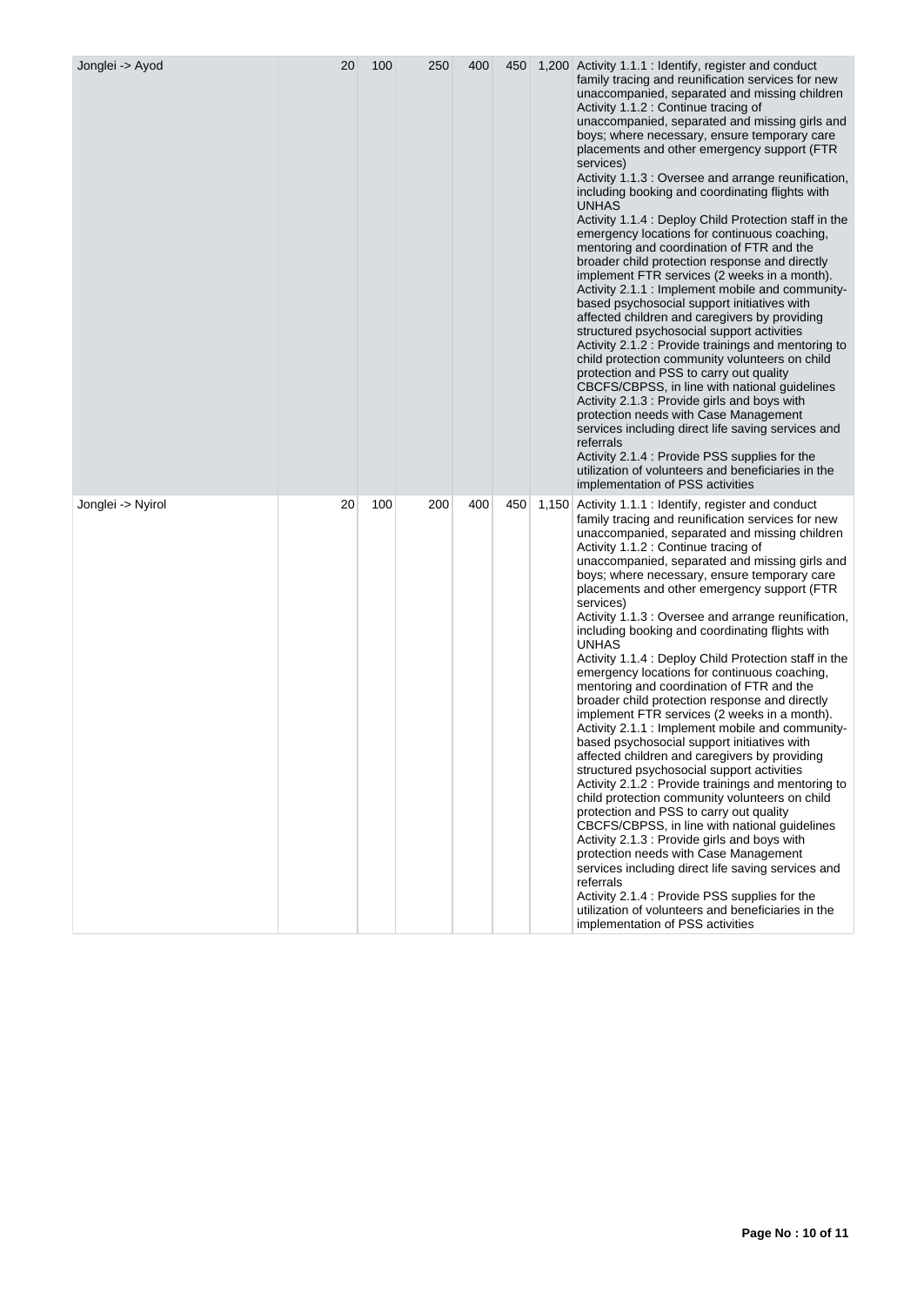| | | | | | | |
|---|---|---|---|---|---|---|
| Jonglei -> Ayod | 20 | 100 | 250 | 400 | 450 | 1,200 | Activity 1.1.1 : Identify, register and conduct family tracing and reunification services for new unaccompanied, separated and missing children<br>Activity 1.1.2 : Continue tracing of unaccompanied, separated and missing girls and boys; where necessary, ensure temporary care placements and other emergency support (FTR services)<br>Activity 1.1.3 : Oversee and arrange reunification, including booking and coordinating flights with UNHAS<br>Activity 1.1.4 : Deploy Child Protection staff in the emergency locations for continuous coaching, mentoring and coordination of FTR and the broader child protection response and directly implement FTR services (2 weeks in a month).<br>Activity 2.1.1 : Implement mobile and community-based psychosocial support initiatives with affected children and caregivers by providing structured psychosocial support activities<br>Activity 2.1.2 : Provide trainings and mentoring to child protection community volunteers on child protection and PSS to carry out quality CBCFS/CBPSS, in line with national guidelines<br>Activity 2.1.3 : Provide girls and boys with protection needs with Case Management services including direct life saving services and referrals<br>Activity 2.1.4 : Provide PSS supplies for the utilization of volunteers and beneficiaries in the implementation of PSS activities |
| Jonglei -> Nyirol | 20 | 100 | 200 | 400 | 450 | 1,150 | Activity 1.1.1 : Identify, register and conduct family tracing and reunification services for new unaccompanied, separated and missing children<br>Activity 1.1.2 : Continue tracing of unaccompanied, separated and missing girls and boys; where necessary, ensure temporary care placements and other emergency support (FTR services)<br>Activity 1.1.3 : Oversee and arrange reunification, including booking and coordinating flights with UNHAS<br>Activity 1.1.4 : Deploy Child Protection staff in the emergency locations for continuous coaching, mentoring and coordination of FTR and the broader child protection response and directly implement FTR services (2 weeks in a month).<br>Activity 2.1.1 : Implement mobile and community-based psychosocial support initiatives with affected children and caregivers by providing structured psychosocial support activities<br>Activity 2.1.2 : Provide trainings and mentoring to child protection community volunteers on child protection and PSS to carry out quality CBCFS/CBPSS, in line with national guidelines<br>Activity 2.1.3 : Provide girls and boys with protection needs with Case Management services including direct life saving services and referrals<br>Activity 2.1.4 : Provide PSS supplies for the utilization of volunteers and beneficiaries in the implementation of PSS activities |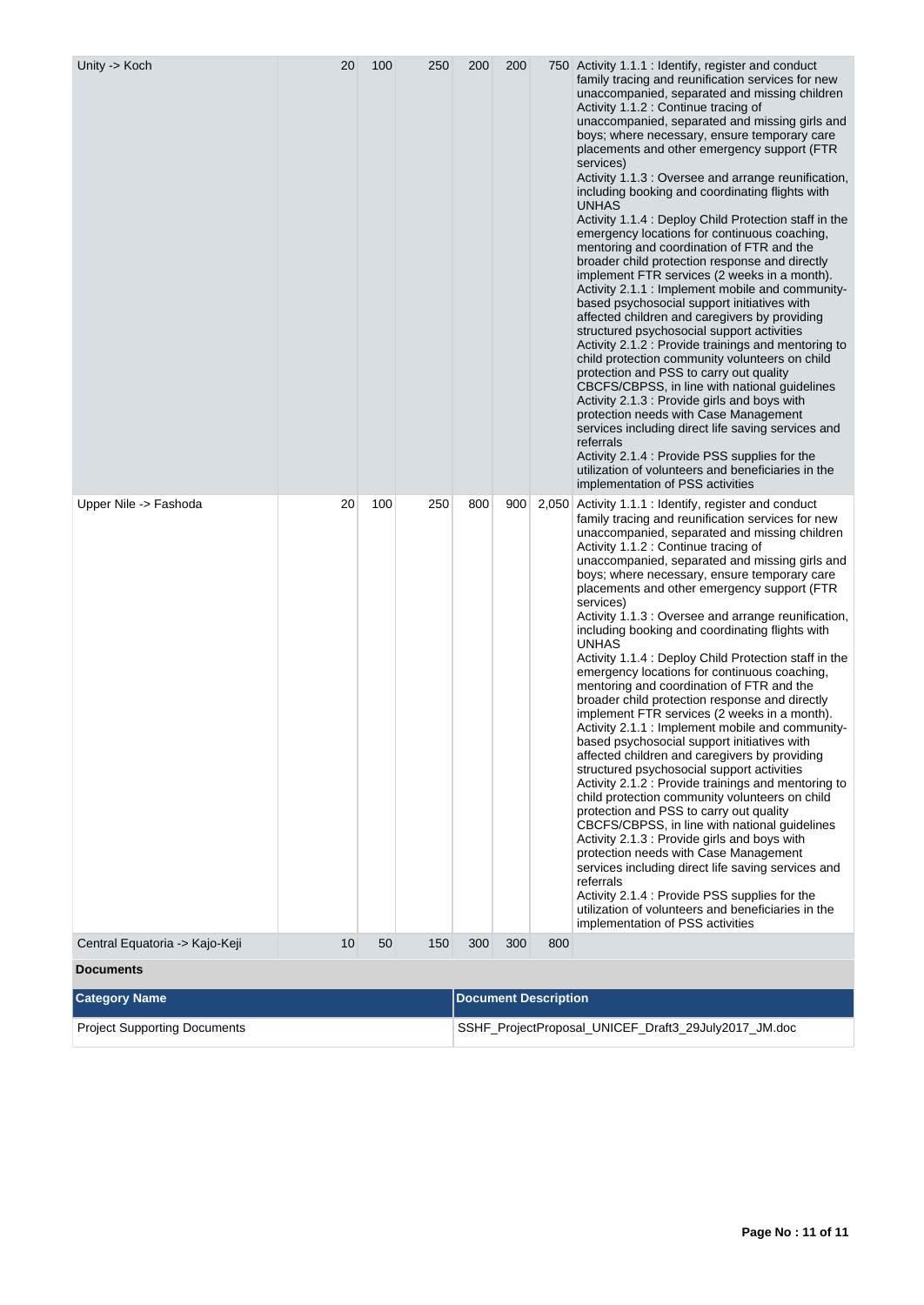| | | | | | | | |
|---|---|---|---|---|---|---|---|
| Unity -> Koch | 20 | 100 | 250 | 200 | 200 | 750 | Activity 1.1.1 : Identify, register and conduct family tracing and reunification services for new unaccompanied, separated and missing children<br>Activity 1.1.2 : Continue tracing of unaccompanied, separated and missing girls and boys; where necessary, ensure temporary care placements and other emergency support (FTR services)<br>Activity 1.1.3 : Oversee and arrange reunification, including booking and coordinating flights with UNHAS<br>Activity 1.1.4 : Deploy Child Protection staff in the emergency locations for continuous coaching, mentoring and coordination of FTR and the broader child protection response and directly implement FTR services (2 weeks in a month).<br>Activity 2.1.1 : Implement mobile and community-based psychosocial support initiatives with affected children and caregivers by providing structured psychosocial support activities<br>Activity 2.1.2 : Provide trainings and mentoring to child protection community volunteers on child protection and PSS to carry out quality CBCFS/CBPSS, in line with national guidelines<br>Activity 2.1.3 : Provide girls and boys with protection needs with Case Management services including direct life saving services and referrals<br>Activity 2.1.4 : Provide PSS supplies for the utilization of volunteers and beneficiaries in the implementation of PSS activities |
| Upper Nile -> Fashoda | 20 | 100 | 250 | 800 | 900 | 2,050 | Activity 1.1.1 : Identify, register and conduct family tracing and reunification services for new unaccompanied, separated and missing children<br>Activity 1.1.2 : Continue tracing of unaccompanied, separated and missing girls and boys; where necessary, ensure temporary care placements and other emergency support (FTR services)<br>Activity 1.1.3 : Oversee and arrange reunification, including booking and coordinating flights with UNHAS<br>Activity 1.1.4 : Deploy Child Protection staff in the emergency locations for continuous coaching, mentoring and coordination of FTR and the broader child protection response and directly implement FTR services (2 weeks in a month).<br>Activity 2.1.1 : Implement mobile and community-based psychosocial support initiatives with affected children and caregivers by providing structured psychosocial support activities<br>Activity 2.1.2 : Provide trainings and mentoring to child protection community volunteers on child protection and PSS to carry out quality CBCFS/CBPSS, in line with national guidelines<br>Activity 2.1.3 : Provide girls and boys with protection needs with Case Management services including direct life saving services and referrals<br>Activity 2.1.4 : Provide PSS supplies for the utilization of volunteers and beneficiaries in the implementation of PSS activities |
| Central Equatoria -> Kajo-Keji | 10 | 50 | 150 | 300 | 300 | 800 | |

**Documents**

| Category Name | Document Description |
|---|---|
| Project Supporting Documents | SSHF_ProjectProposal_UNICEF_Draft3_29July2017_JM.doc |